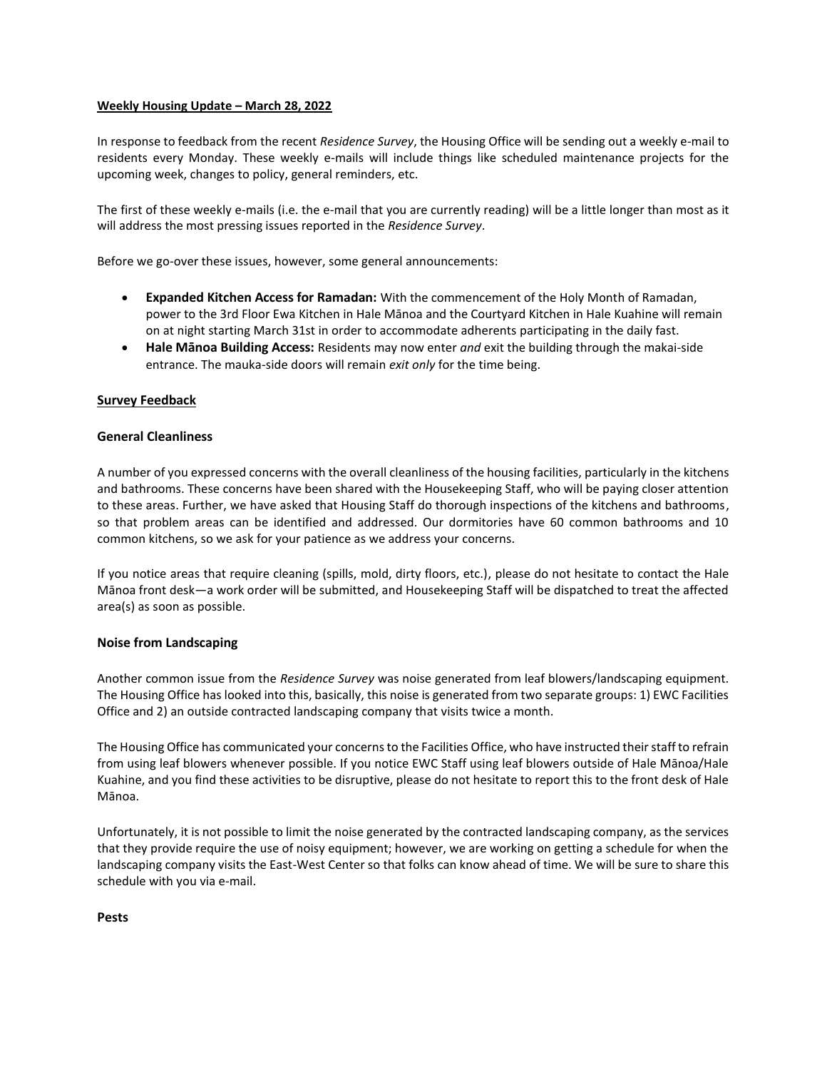**Weekly Housing Update – March 28, 2022**

In response to feedback from the recent *Residence Survey*, the Housing Office will be sending out a weekly e-mail to residents every Monday. These weekly e-mails will include things like scheduled maintenance projects for the upcoming week, changes to policy, general reminders, etc.

The first of these weekly e-mails (i.e. the e-mail that you are currently reading) will be a little longer than most as it will address the most pressing issues reported in the *Residence Survey*.

Before we go-over these issues, however, some general announcements:

- **Expanded Kitchen Access for Ramadan:** With the commencement of the Holy Month of Ramadan, power to the 3rd Floor Ewa Kitchen in Hale Mānoa and the Courtyard Kitchen in Hale Kuahine will remain on at night starting March 31st in order to accommodate adherents participating in the daily fast.
- **Hale Mānoa Building Access:** Residents may now enter *and* exit the building through the makai-side entrance. The mauka-side doors will remain *exit only* for the time being.

**Survey Feedback**

**General Cleanliness**

A number of you expressed concerns with the overall cleanliness of the housing facilities, particularly in the kitchens and bathrooms. These concerns have been shared with the Housekeeping Staff, who will be paying closer attention to these areas. Further, we have asked that Housing Staff do thorough inspections of the kitchens and bathrooms, so that problem areas can be identified and addressed. Our dormitories have 60 common bathrooms and 10 common kitchens, so we ask for your patience as we address your concerns.

If you notice areas that require cleaning (spills, mold, dirty floors, etc.), please do not hesitate to contact the Hale Mānoa front desk—a work order will be submitted, and Housekeeping Staff will be dispatched to treat the affected area(s) as soon as possible.

**Noise from Landscaping**

Another common issue from the *Residence Survey* was noise generated from leaf blowers/landscaping equipment. The Housing Office has looked into this, basically, this noise is generated from two separate groups: 1) EWC Facilities Office and 2) an outside contracted landscaping company that visits twice a month.

The Housing Office has communicated your concerns to the Facilities Office, who have instructed their staff to refrain from using leaf blowers whenever possible. If you notice EWC Staff using leaf blowers outside of Hale Mānoa/Hale Kuahine, and you find these activities to be disruptive, please do not hesitate to report this to the front desk of Hale Mānoa.

Unfortunately, it is not possible to limit the noise generated by the contracted landscaping company, as the services that they provide require the use of noisy equipment; however, we are working on getting a schedule for when the landscaping company visits the East-West Center so that folks can know ahead of time. We will be sure to share this schedule with you via e-mail.

**Pests**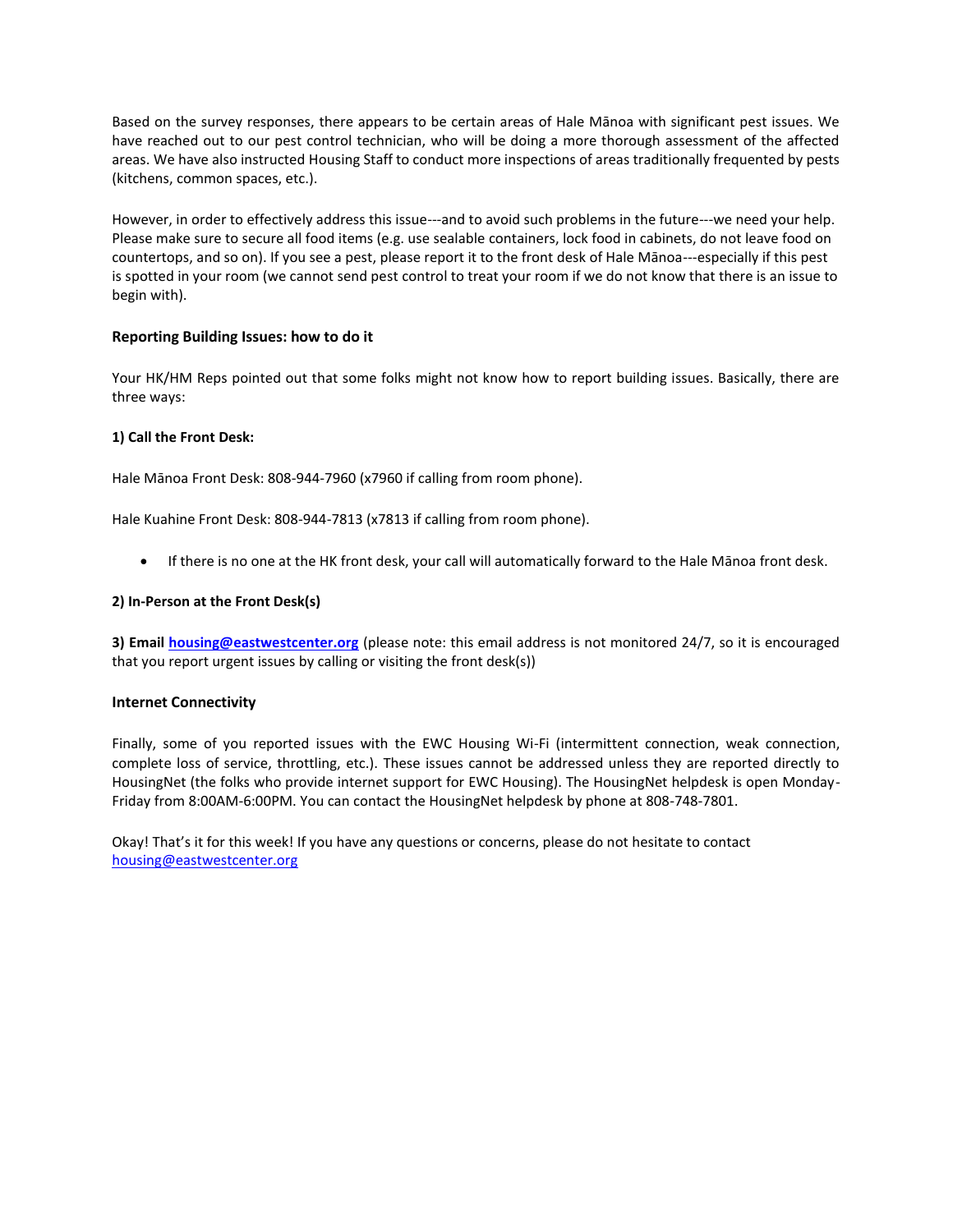Based on the survey responses, there appears to be certain areas of Hale Mānoa with significant pest issues. We have reached out to our pest control technician, who will be doing a more thorough assessment of the affected areas. We have also instructed Housing Staff to conduct more inspections of areas traditionally frequented by pests (kitchens, common spaces, etc.).

However, in order to effectively address this issue---and to avoid such problems in the future---we need your help. Please make sure to secure all food items (e.g. use sealable containers, lock food in cabinets, do not leave food on countertops, and so on). If you see a pest, please report it to the front desk of Hale Mānoa---especially if this pest is spotted in your room (we cannot send pest control to treat your room if we do not know that there is an issue to begin with).

### Reporting Building Issues: how to do it

Your HK/HM Reps pointed out that some folks might not know how to report building issues. Basically, there are three ways:

**1) Call the Front Desk:**

Hale Mānoa Front Desk: 808-944-7960 (x7960 if calling from room phone).

Hale Kuahine Front Desk: 808-944-7813 (x7813 if calling from room phone).

- If there is no one at the HK front desk, your call will automatically forward to the Hale Mānoa front desk.

**2) In-Person at the Front Desk(s)**

**3) Email [housing@eastwestcenter.org](mailto:housing@eastwestcenter.org)** (please note: this email address is not monitored 24/7, so it is encouraged that you report urgent issues by calling or visiting the front desk(s))

### Internet Connectivity

Finally, some of you reported issues with the EWC Housing Wi-Fi (intermittent connection, weak connection, complete loss of service, throttling, etc.). These issues cannot be addressed unless they are reported directly to HousingNet (the folks who provide internet support for EWC Housing). The HousingNet helpdesk is open Monday-Friday from 8:00AM-6:00PM. You can contact the HousingNet helpdesk by phone at 808-748-7801.

Okay! That's it for this week! If you have any questions or concerns, please do not hesitate to contact [housing@eastwestcenter.org](mailto:housing@eastwestcenter.org)